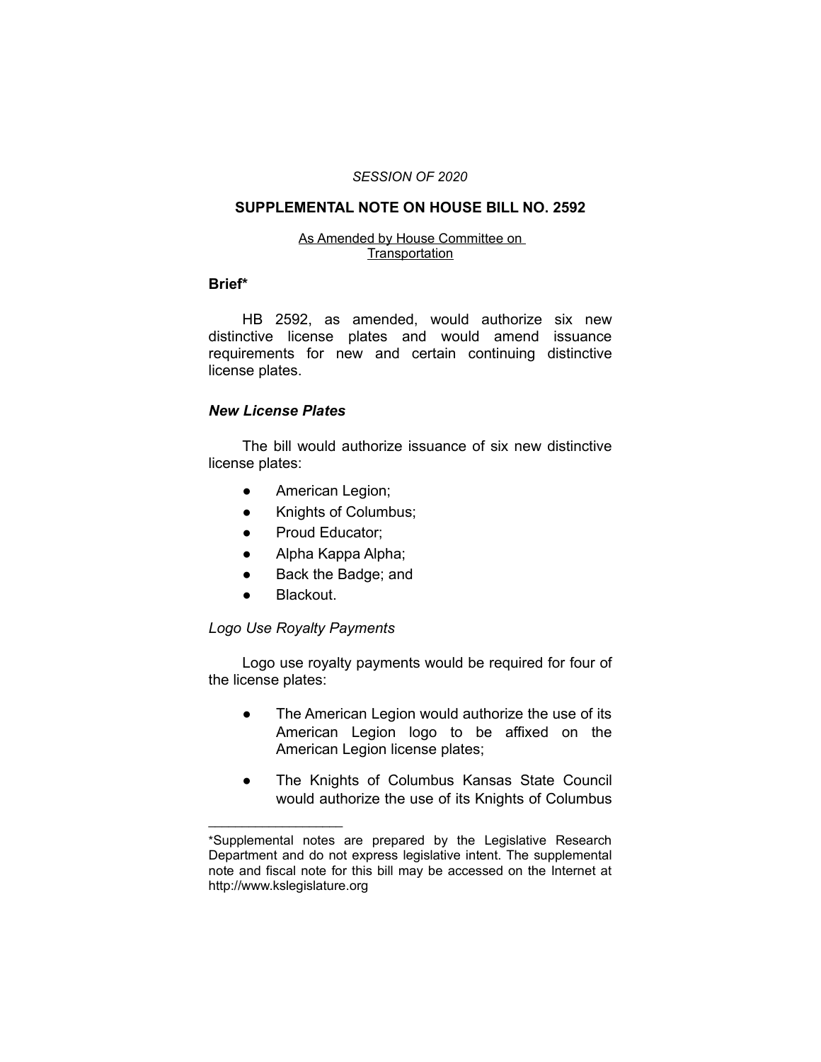*SESSION OF 2020*

# SUPPLEMENTAL NOTE ON HOUSE BILL NO. 2592

As Amended by House Committee on Transportation

**Brief***

HB 2592, as amended, would authorize six new distinctive license plates and would amend issuance requirements for new and certain continuing distinctive license plates.

***New License Plates***

The bill would authorize issuance of six new distinctive license plates:

- American Legion;
- Knights of Columbus;
- Proud Educator;
- Alpha Kappa Alpha;
- Back the Badge; and
- Blackout.

*Logo Use Royalty Payments*

Logo use royalty payments would be required for four of the license plates:

- The American Legion would authorize the use of its American Legion logo to be affixed on the American Legion license plates;
- The Knights of Columbus Kansas State Council would authorize the use of its Knights of Columbus

---

*Supplemental notes are prepared by the Legislative Research Department and do not express legislative intent. The supplemental note and fiscal note for this bill may be accessed on the Internet at http://www.kslegislature.org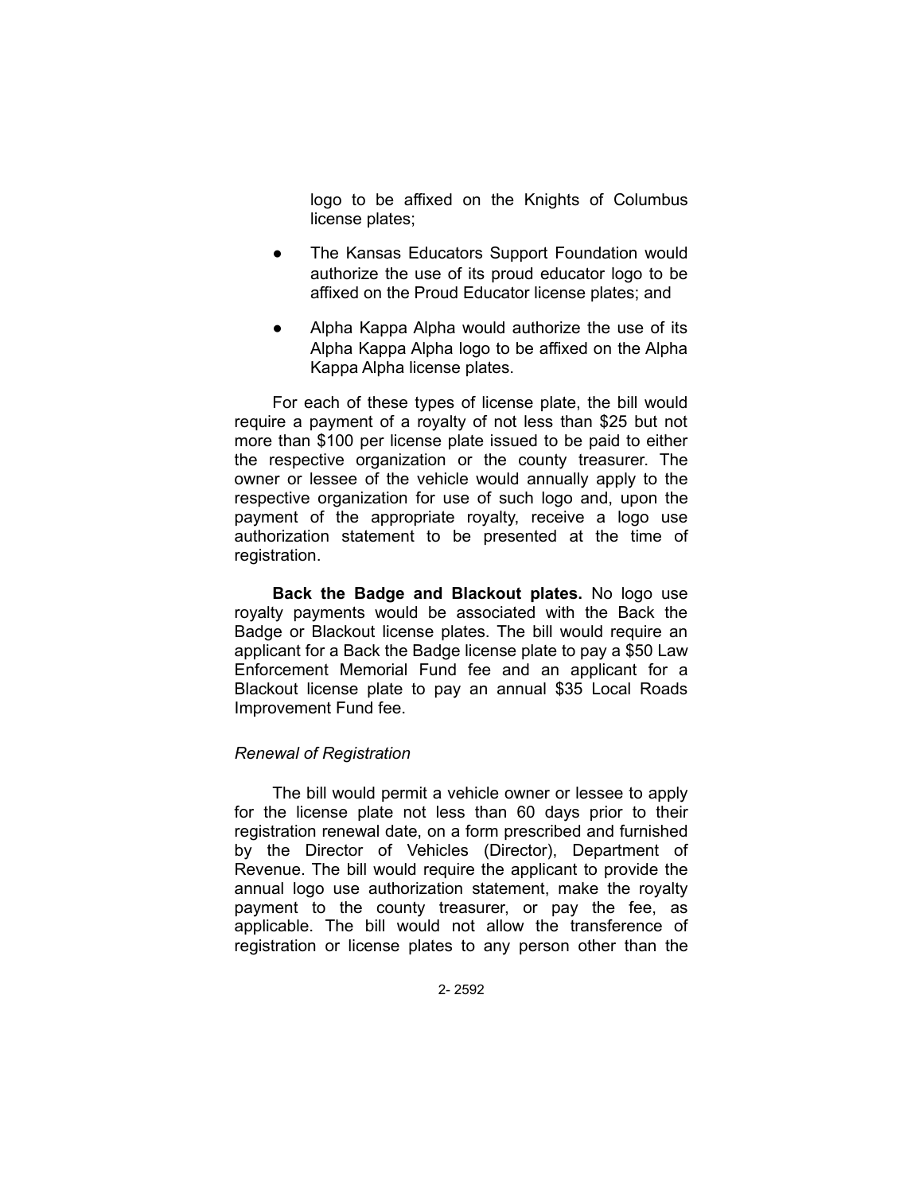logo to be affixed on the Knights of Columbus license plates;

- The Kansas Educators Support Foundation would authorize the use of its proud educator logo to be affixed on the Proud Educator license plates; and
- Alpha Kappa Alpha would authorize the use of its Alpha Kappa Alpha logo to be affixed on the Alpha Kappa Alpha license plates.

For each of these types of license plate, the bill would require a payment of a royalty of not less than $25 but not more than $100 per license plate issued to be paid to either the respective organization or the county treasurer. The owner or lessee of the vehicle would annually apply to the respective organization for use of such logo and, upon the payment of the appropriate royalty, receive a logo use authorization statement to be presented at the time of registration.

**Back the Badge and Blackout plates.** No logo use royalty payments would be associated with the Back the Badge or Blackout license plates. The bill would require an applicant for a Back the Badge license plate to pay a $50 Law Enforcement Memorial Fund fee and an applicant for a Blackout license plate to pay an annual $35 Local Roads Improvement Fund fee.

*Renewal of Registration*

The bill would permit a vehicle owner or lessee to apply for the license plate not less than 60 days prior to their registration renewal date, on a form prescribed and furnished by the Director of Vehicles (Director), Department of Revenue. The bill would require the applicant to provide the annual logo use authorization statement, make the royalty payment to the county treasurer, or pay the fee, as applicable. The bill would not allow the transference of registration or license plates to any person other than the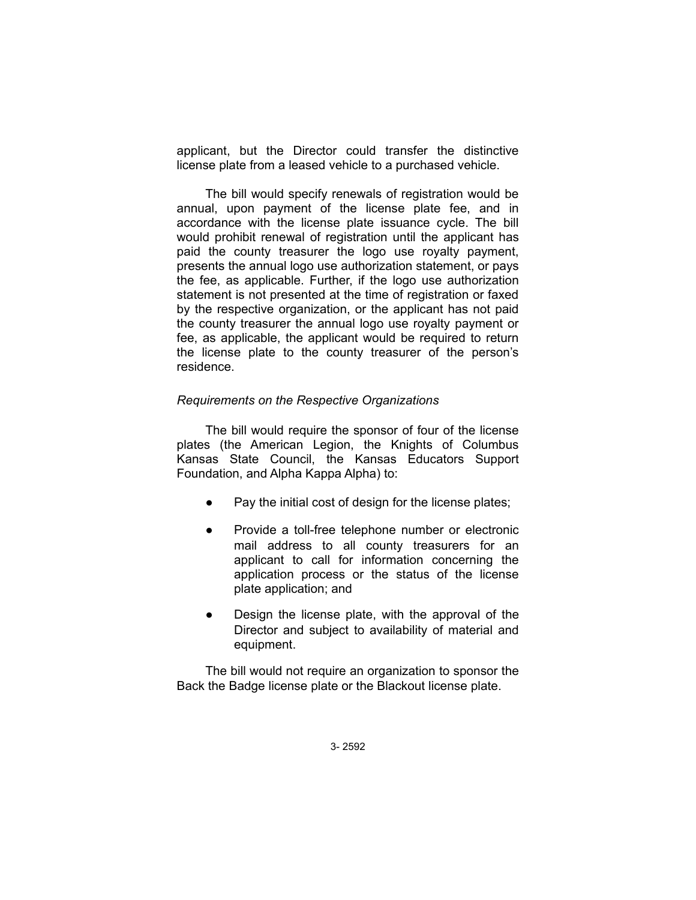applicant, but the Director could transfer the distinctive license plate from a leased vehicle to a purchased vehicle.

The bill would specify renewals of registration would be annual, upon payment of the license plate fee, and in accordance with the license plate issuance cycle. The bill would prohibit renewal of registration until the applicant has paid the county treasurer the logo use royalty payment, presents the annual logo use authorization statement, or pays the fee, as applicable. Further, if the logo use authorization statement is not presented at the time of registration or faxed by the respective organization, or the applicant has not paid the county treasurer the annual logo use royalty payment or fee, as applicable, the applicant would be required to return the license plate to the county treasurer of the person's residence.

*Requirements on the Respective Organizations*

The bill would require the sponsor of four of the license plates (the American Legion, the Knights of Columbus Kansas State Council, the Kansas Educators Support Foundation, and Alpha Kappa Alpha) to:

- Pay the initial cost of design for the license plates;
- Provide a toll-free telephone number or electronic mail address to all county treasurers for an applicant to call for information concerning the application process or the status of the license plate application; and
- Design the license plate, with the approval of the Director and subject to availability of material and equipment.

The bill would not require an organization to sponsor the Back the Badge license plate or the Blackout license plate.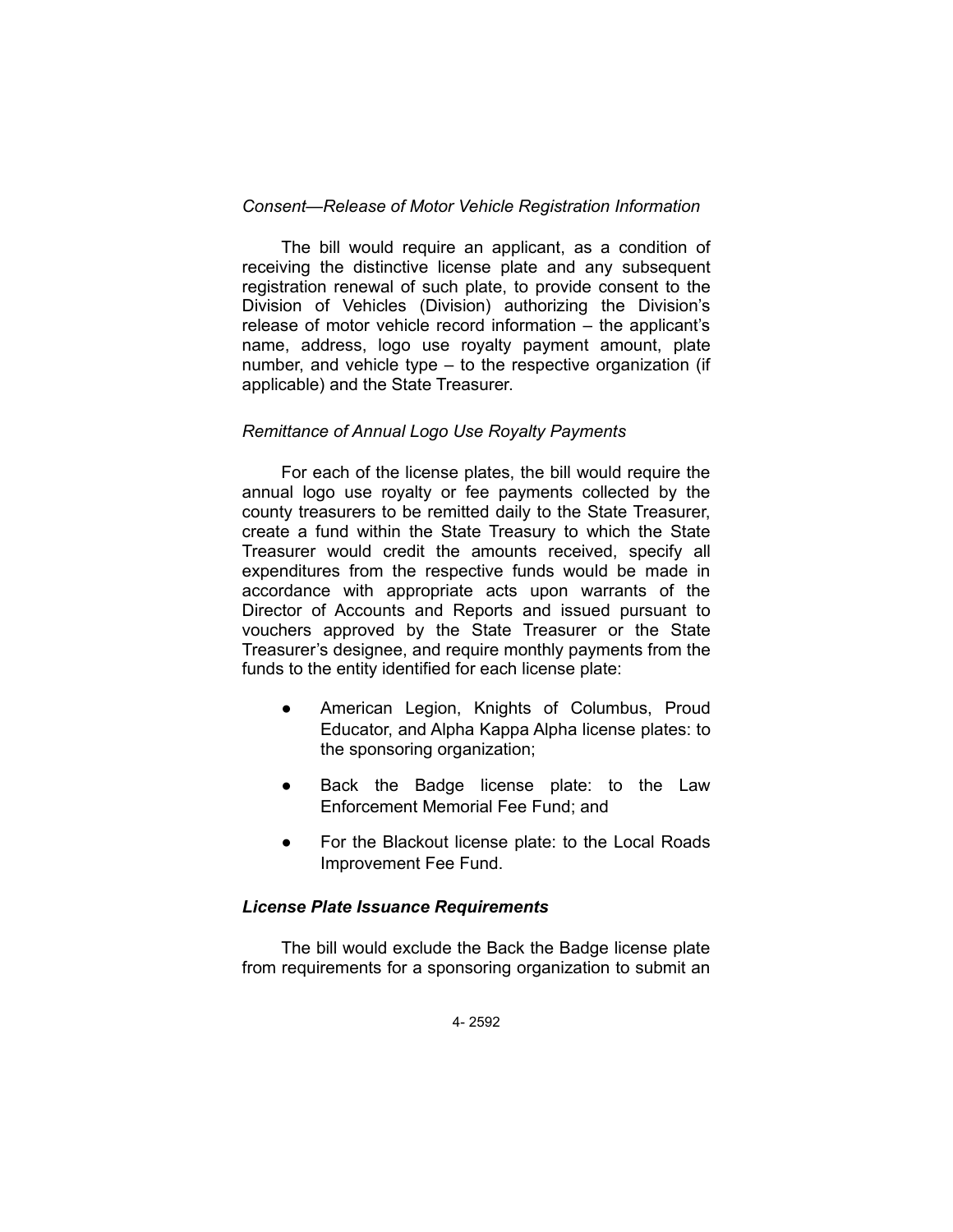*Consent—Release of Motor Vehicle Registration Information*

The bill would require an applicant, as a condition of receiving the distinctive license plate and any subsequent registration renewal of such plate, to provide consent to the Division of Vehicles (Division) authorizing the Division's release of motor vehicle record information – the applicant's name, address, logo use royalty payment amount, plate number, and vehicle type – to the respective organization (if applicable) and the State Treasurer.

*Remittance of Annual Logo Use Royalty Payments*

For each of the license plates, the bill would require the annual logo use royalty or fee payments collected by the county treasurers to be remitted daily to the State Treasurer, create a fund within the State Treasury to which the State Treasurer would credit the amounts received, specify all expenditures from the respective funds would be made in accordance with appropriate acts upon warrants of the Director of Accounts and Reports and issued pursuant to vouchers approved by the State Treasurer or the State Treasurer's designee, and require monthly payments from the funds to the entity identified for each license plate:

- American Legion, Knights of Columbus, Proud Educator, and Alpha Kappa Alpha license plates: to the sponsoring organization;
- Back the Badge license plate: to the Law Enforcement Memorial Fee Fund; and
- For the Blackout license plate: to the Local Roads Improvement Fee Fund.

***License Plate Issuance Requirements***

The bill would exclude the Back the Badge license plate from requirements for a sponsoring organization to submit an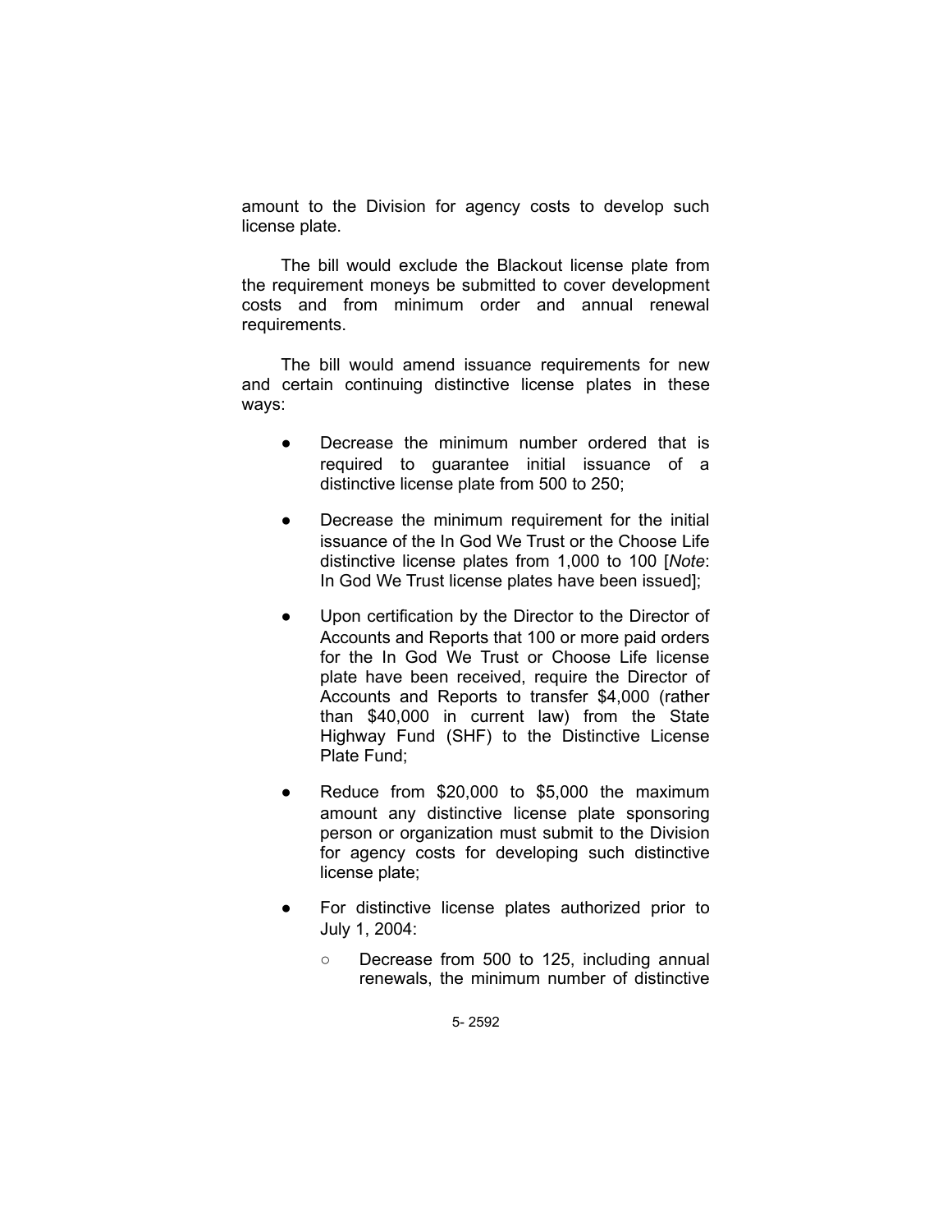amount to the Division for agency costs to develop such license plate.

The bill would exclude the Blackout license plate from the requirement moneys be submitted to cover development costs and from minimum order and annual renewal requirements.

The bill would amend issuance requirements for new and certain continuing distinctive license plates in these ways:

- Decrease the minimum number ordered that is required to guarantee initial issuance of a distinctive license plate from 500 to 250;
- Decrease the minimum requirement for the initial issuance of the In God We Trust or the Choose Life distinctive license plates from 1,000 to 100 [*Note*: In God We Trust license plates have been issued];
- Upon certification by the Director to the Director of Accounts and Reports that 100 or more paid orders for the In God We Trust or Choose Life license plate have been received, require the Director of Accounts and Reports to transfer $4,000 (rather than $40,000 in current law) from the State Highway Fund (SHF) to the Distinctive License Plate Fund;
- Reduce from $20,000 to $5,000 the maximum amount any distinctive license plate sponsoring person or organization must submit to the Division for agency costs for developing such distinctive license plate;
- For distinctive license plates authorized prior to July 1, 2004:
  - Decrease from 500 to 125, including annual renewals, the minimum number of distinctive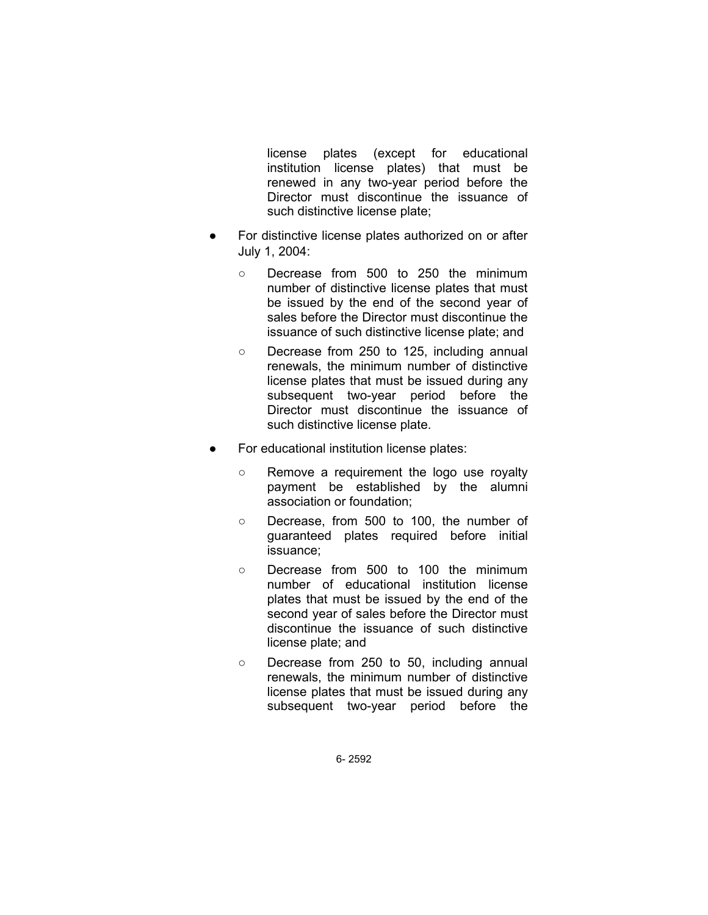license plates (except for educational institution license plates) that must be renewed in any two-year period before the Director must discontinue the issuance of such distinctive license plate;

- For distinctive license plates authorized on or after July 1, 2004:
  - Decrease from 500 to 250 the minimum number of distinctive license plates that must be issued by the end of the second year of sales before the Director must discontinue the issuance of such distinctive license plate; and
  - Decrease from 250 to 125, including annual renewals, the minimum number of distinctive license plates that must be issued during any subsequent two-year period before the Director must discontinue the issuance of such distinctive license plate.
- For educational institution license plates:
  - Remove a requirement the logo use royalty payment be established by the alumni association or foundation;
  - Decrease, from 500 to 100, the number of guaranteed plates required before initial issuance;
  - Decrease from 500 to 100 the minimum number of educational institution license plates that must be issued by the end of the second year of sales before the Director must discontinue the issuance of such distinctive license plate; and
  - Decrease from 250 to 50, including annual renewals, the minimum number of distinctive license plates that must be issued during any subsequent two-year period before the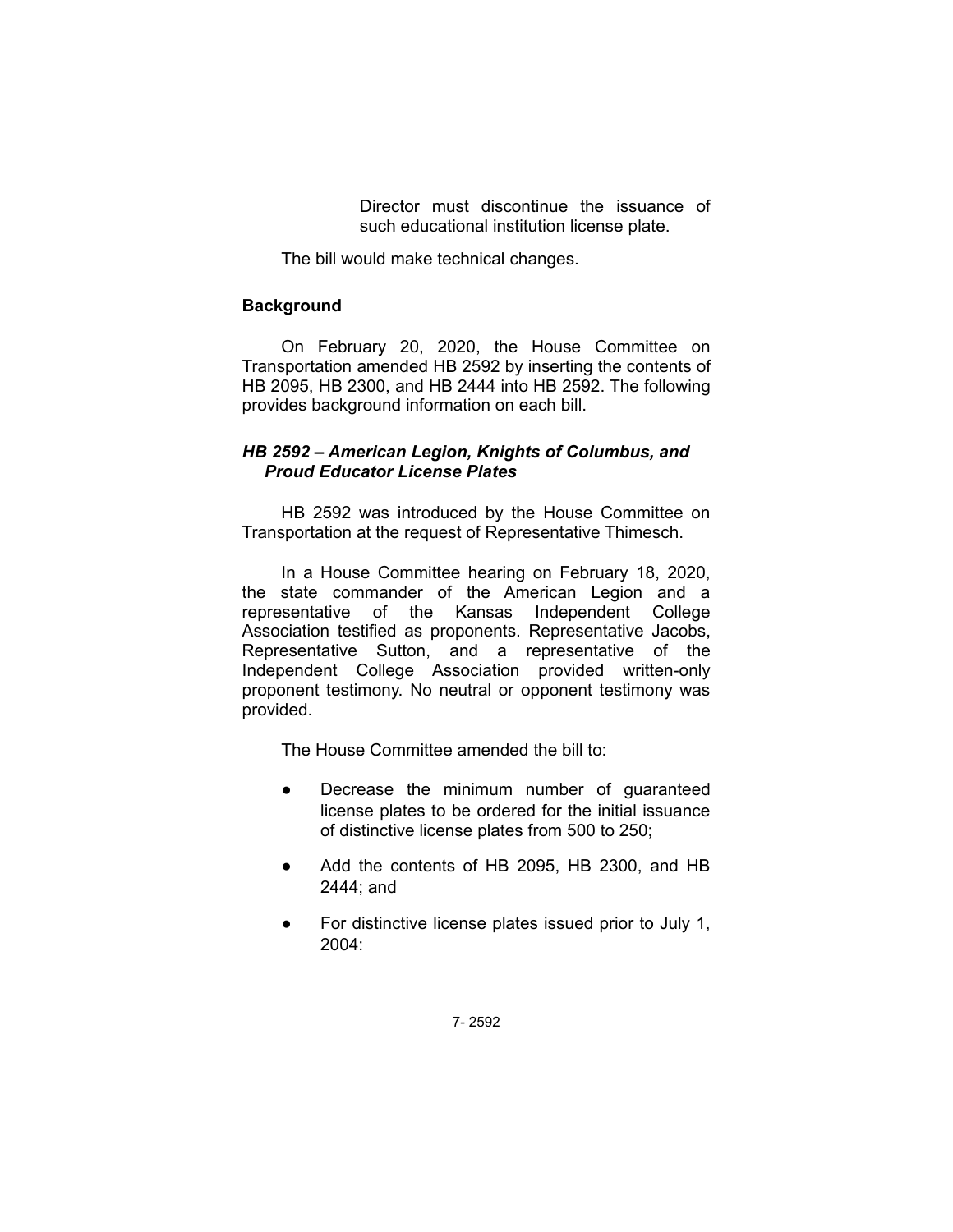Director must discontinue the issuance of such educational institution license plate.

The bill would make technical changes.

## Background

On February 20, 2020, the House Committee on Transportation amended HB 2592 by inserting the contents of HB 2095, HB 2300, and HB 2444 into HB 2592. The following provides background information on each bill.

### *HB 2592 – American Legion, Knights of Columbus, and Proud Educator License Plates*

HB 2592 was introduced by the House Committee on Transportation at the request of Representative Thimesch.

In a House Committee hearing on February 18, 2020, the state commander of the American Legion and a representative of the Kansas Independent College Association testified as proponents. Representative Jacobs, Representative Sutton, and a representative of the Independent College Association provided written-only proponent testimony. No neutral or opponent testimony was provided.

The House Committee amended the bill to:

- Decrease the minimum number of guaranteed license plates to be ordered for the initial issuance of distinctive license plates from 500 to 250;
- Add the contents of HB 2095, HB 2300, and HB 2444; and
- For distinctive license plates issued prior to July 1, 2004: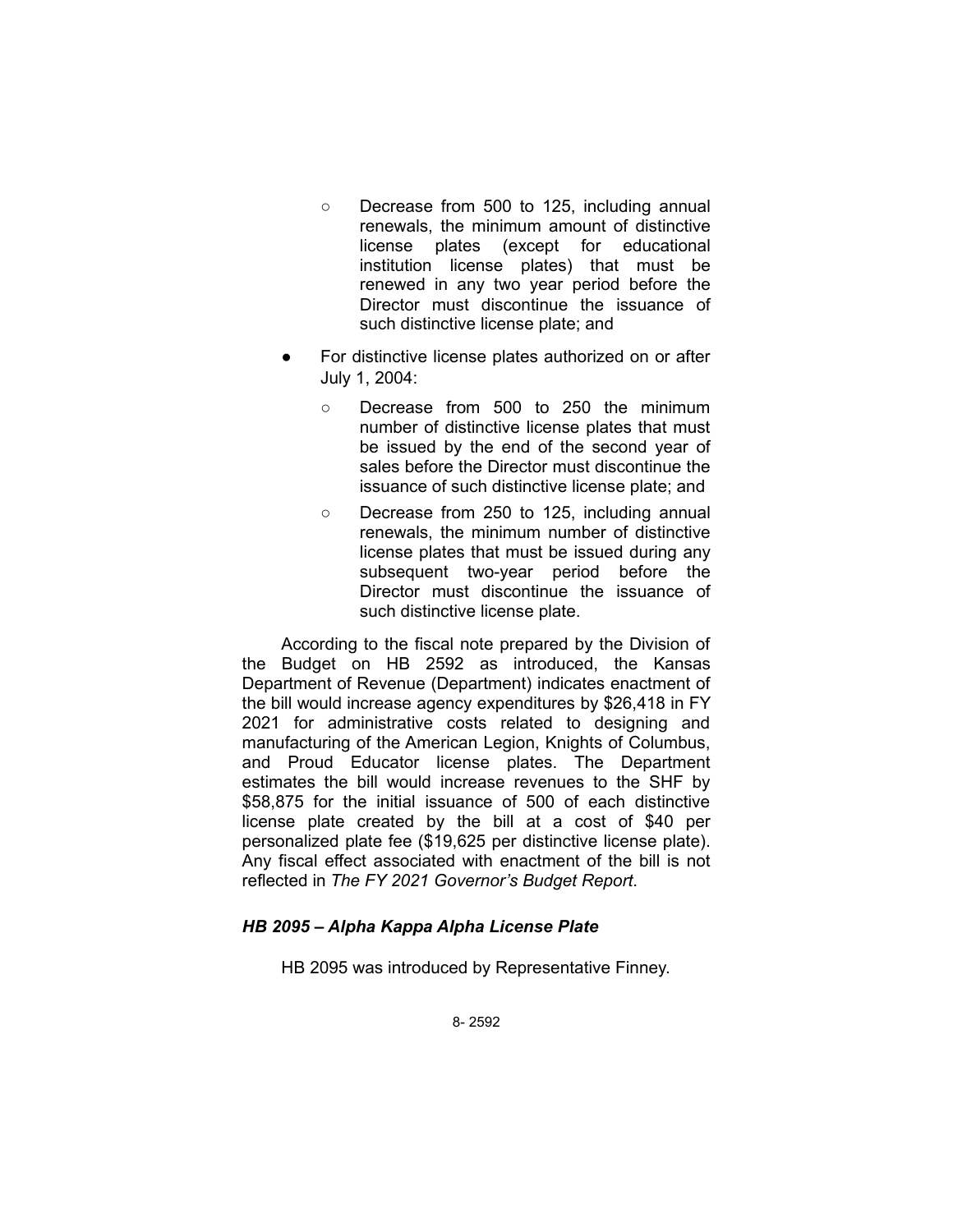- Decrease from 500 to 125, including annual renewals, the minimum amount of distinctive license plates (except for educational institution license plates) that must be renewed in any two year period before the Director must discontinue the issuance of such distinctive license plate; and

- For distinctive license plates authorized on or after July 1, 2004:
    - Decrease from 500 to 250 the minimum number of distinctive license plates that must be issued by the end of the second year of sales before the Director must discontinue the issuance of such distinctive license plate; and
    - Decrease from 250 to 125, including annual renewals, the minimum number of distinctive license plates that must be issued during any subsequent two-year period before the Director must discontinue the issuance of such distinctive license plate.

According to the fiscal note prepared by the Division of the Budget on HB 2592 as introduced, the Kansas Department of Revenue (Department) indicates enactment of the bill would increase agency expenditures by $26,418 in FY 2021 for administrative costs related to designing and manufacturing of the American Legion, Knights of Columbus, and Proud Educator license plates. The Department estimates the bill would increase revenues to the SHF by $58,875 for the initial issuance of 500 of each distinctive license plate created by the bill at a cost of $40 per personalized plate fee ($19,625 per distinctive license plate). Any fiscal effect associated with enactment of the bill is not reflected in *The FY 2021 Governor's Budget Report*.

### *HB 2095 – Alpha Kappa Alpha License Plate*

HB 2095 was introduced by Representative Finney.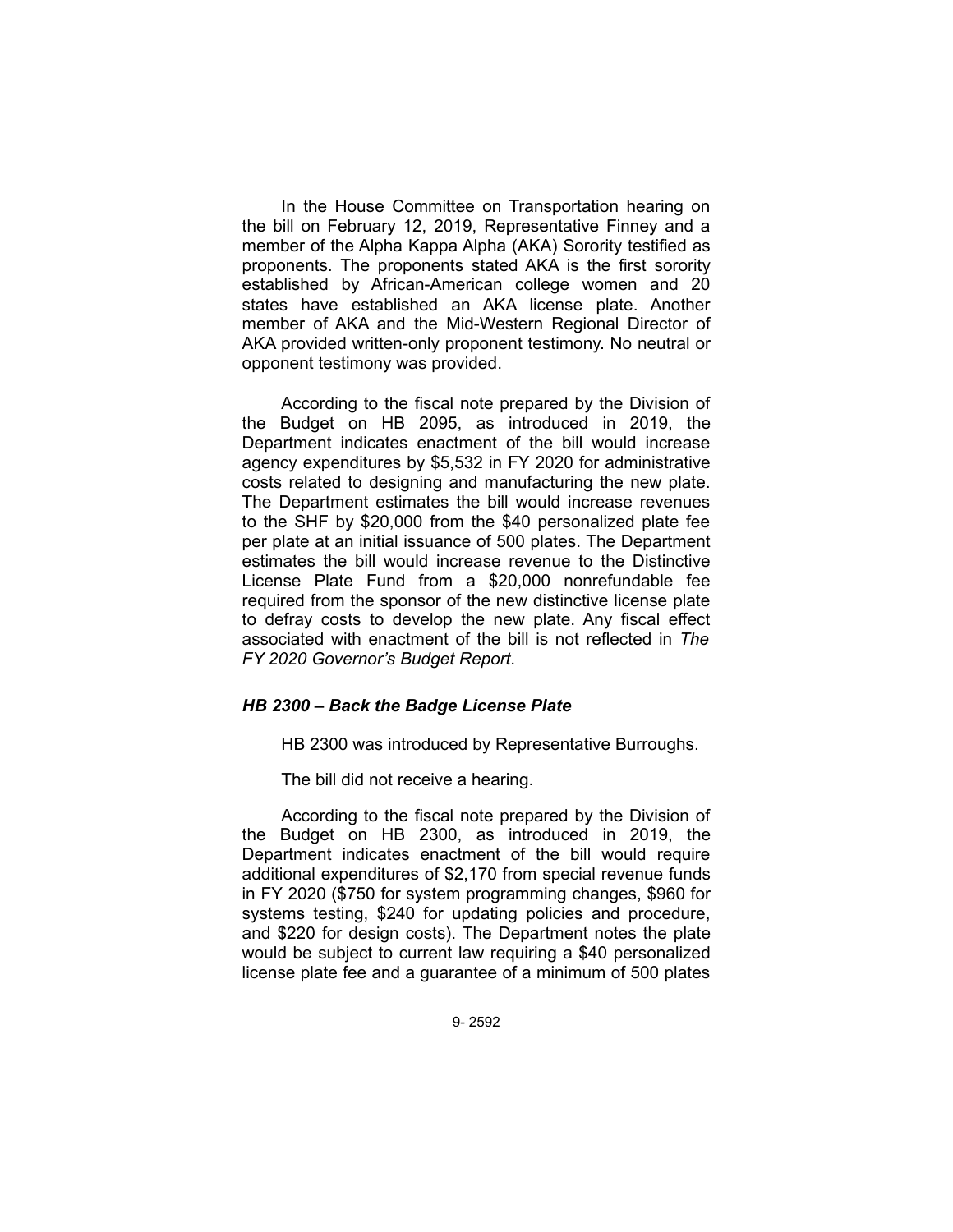In the House Committee on Transportation hearing on the bill on February 12, 2019, Representative Finney and a member of the Alpha Kappa Alpha (AKA) Sorority testified as proponents. The proponents stated AKA is the first sorority established by African-American college women and 20 states have established an AKA license plate. Another member of AKA and the Mid-Western Regional Director of AKA provided written-only proponent testimony. No neutral or opponent testimony was provided.

According to the fiscal note prepared by the Division of the Budget on HB 2095, as introduced in 2019, the Department indicates enactment of the bill would increase agency expenditures by $5,532 in FY 2020 for administrative costs related to designing and manufacturing the new plate. The Department estimates the bill would increase revenues to the SHF by $20,000 from the $40 personalized plate fee per plate at an initial issuance of 500 plates. The Department estimates the bill would increase revenue to the Distinctive License Plate Fund from a $20,000 nonrefundable fee required from the sponsor of the new distinctive license plate to defray costs to develop the new plate. Any fiscal effect associated with enactment of the bill is not reflected in *The FY 2020 Governor's Budget Report*.

### *HB 2300 – Back the Badge License Plate*

HB 2300 was introduced by Representative Burroughs.

The bill did not receive a hearing.

According to the fiscal note prepared by the Division of the Budget on HB 2300, as introduced in 2019, the Department indicates enactment of the bill would require additional expenditures of $2,170 from special revenue funds in FY 2020 ($750 for system programming changes, $960 for systems testing, $240 for updating policies and procedure, and $220 for design costs). The Department notes the plate would be subject to current law requiring a $40 personalized license plate fee and a guarantee of a minimum of 500 plates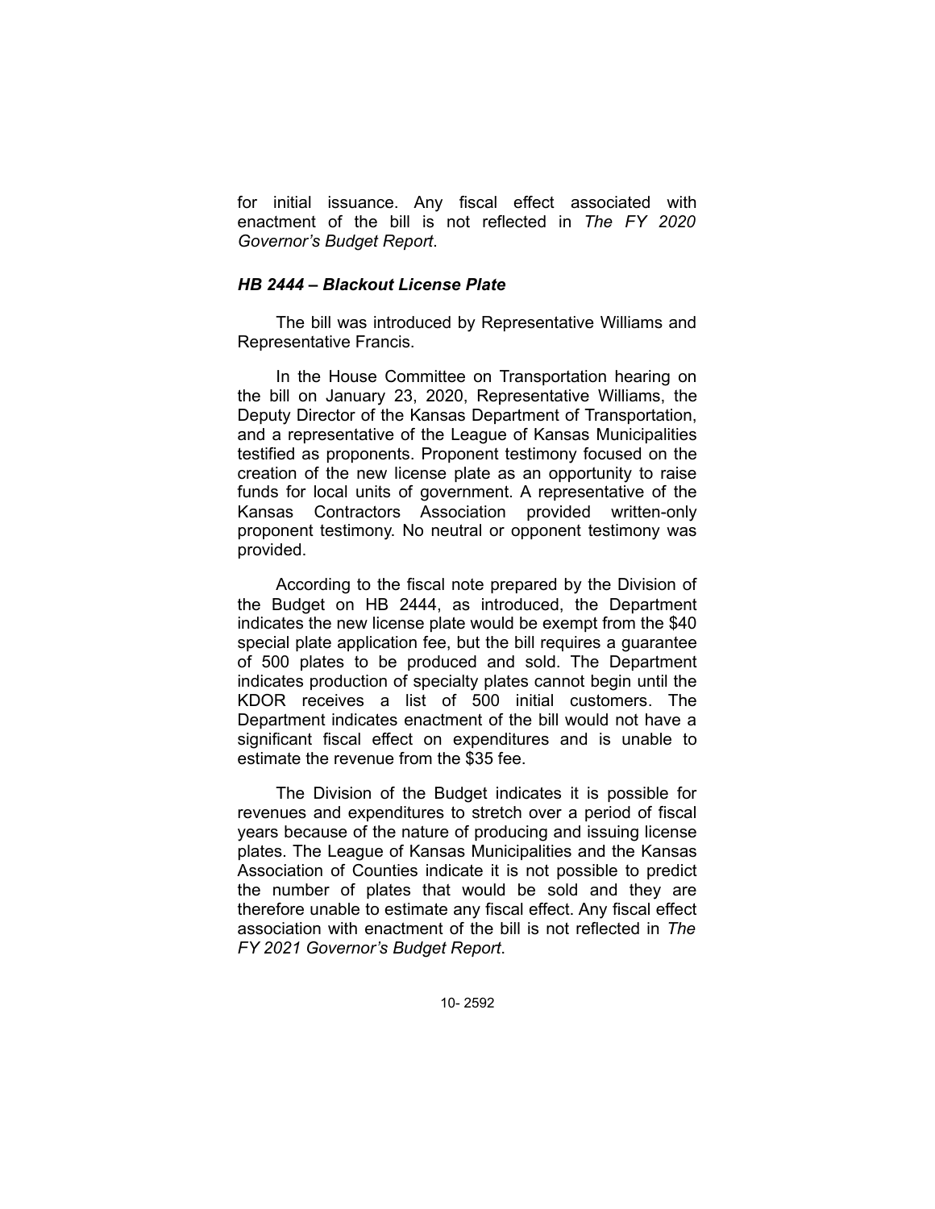for initial issuance. Any fiscal effect associated with enactment of the bill is not reflected in *The FY 2020 Governor's Budget Report*.

### *HB 2444 – Blackout License Plate*

The bill was introduced by Representative Williams and Representative Francis.

In the House Committee on Transportation hearing on the bill on January 23, 2020, Representative Williams, the Deputy Director of the Kansas Department of Transportation, and a representative of the League of Kansas Municipalities testified as proponents. Proponent testimony focused on the creation of the new license plate as an opportunity to raise funds for local units of government. A representative of the Kansas Contractors Association provided written-only proponent testimony. No neutral or opponent testimony was provided.

According to the fiscal note prepared by the Division of the Budget on HB 2444, as introduced, the Department indicates the new license plate would be exempt from the $40 special plate application fee, but the bill requires a guarantee of 500 plates to be produced and sold. The Department indicates production of specialty plates cannot begin until the KDOR receives a list of 500 initial customers. The Department indicates enactment of the bill would not have a significant fiscal effect on expenditures and is unable to estimate the revenue from the $35 fee.

The Division of the Budget indicates it is possible for revenues and expenditures to stretch over a period of fiscal years because of the nature of producing and issuing license plates. The League of Kansas Municipalities and the Kansas Association of Counties indicate it is not possible to predict the number of plates that would be sold and they are therefore unable to estimate any fiscal effect. Any fiscal effect association with enactment of the bill is not reflected in *The FY 2021 Governor's Budget Report*.